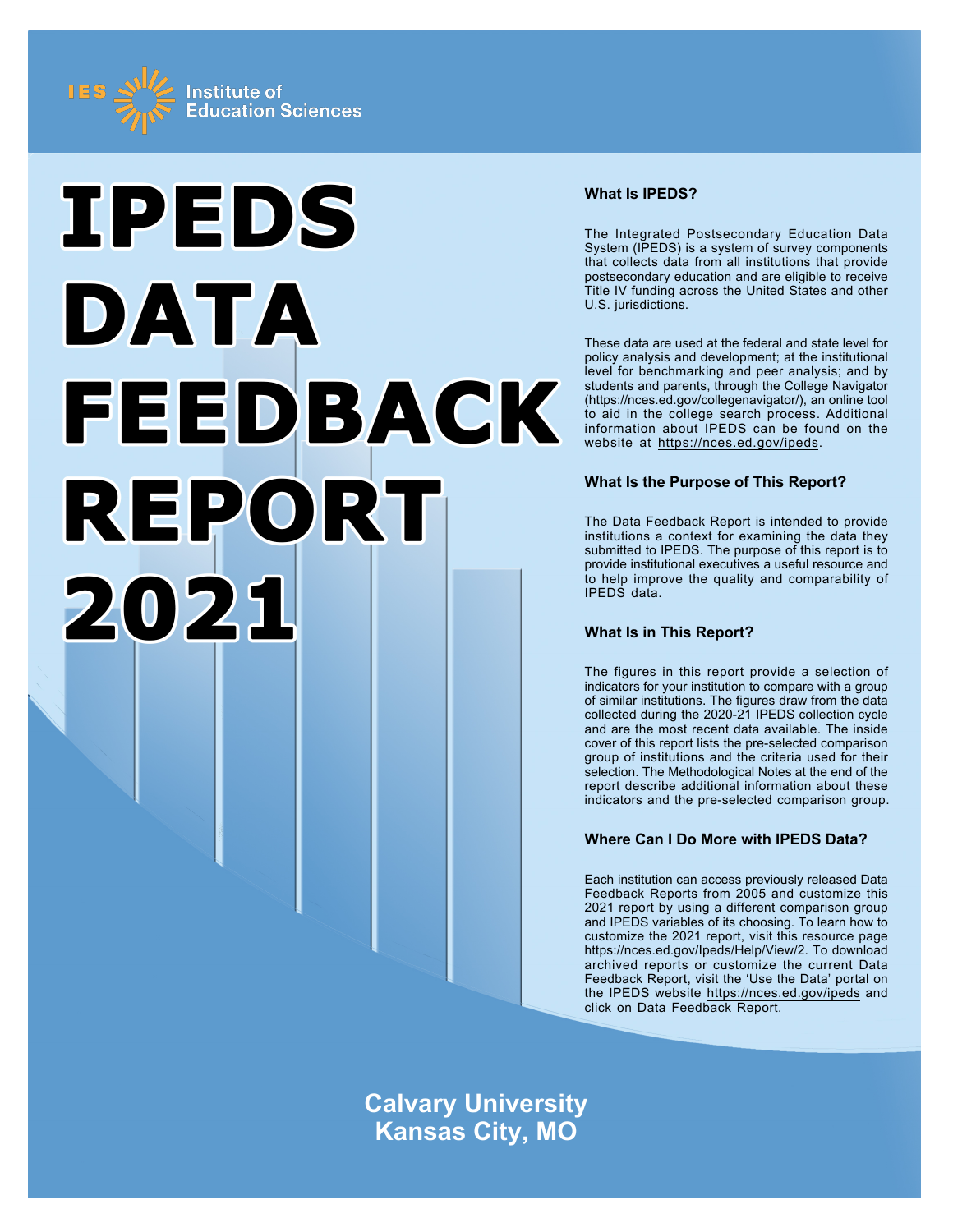IES Institute of Education Sciences

# IPEDS DATA FEEDBACK REPORT 2021

### What Is IPEDS?

The Integrated Postsecondary Education Data System (IPEDS) is a system of survey components that collects data from all institutions that provide postsecondary education and are eligible to receive Title IV funding across the United States and other U.S. jurisdictions.

These data are used at the federal and state level for policy analysis and development; at the institutional level for benchmarking and peer analysis; and by students and parents, through the College Navigator (https://nces.ed.gov/collegenavigator/), an online tool to aid in the college search process. Additional information about IPEDS can be found on the website at https://nces.ed.gov/ipeds.

### What Is the Purpose of This Report?

The Data Feedback Report is intended to provide institutions a context for examining the data they submitted to IPEDS. The purpose of this report is to provide institutional executives a useful resource and to help improve the quality and comparability of IPEDS data.

### What Is in This Report?

The figures in this report provide a selection of indicators for your institution to compare with a group of similar institutions. The figures draw from the data collected during the 2020-21 IPEDS collection cycle and are the most recent data available. The inside cover of this report lists the pre-selected comparison group of institutions and the criteria used for their selection. The Methodological Notes at the end of the report describe additional information about these indicators and the pre-selected comparison group.

### Where Can I Do More with IPEDS Data?

Each institution can access previously released Data Feedback Reports from 2005 and customize this 2021 report by using a different comparison group and IPEDS variables of its choosing. To learn how to customize the 2021 report, visit this resource page https://nces.ed.gov/Ipeds/Help/View/2. To download archived reports or customize the current Data Feedback Report, visit the 'Use the Data' portal on the IPEDS website https://nces.ed.gov/ipeds and click on Data Feedback Report.

**Calvary University**
**Kansas City, MO**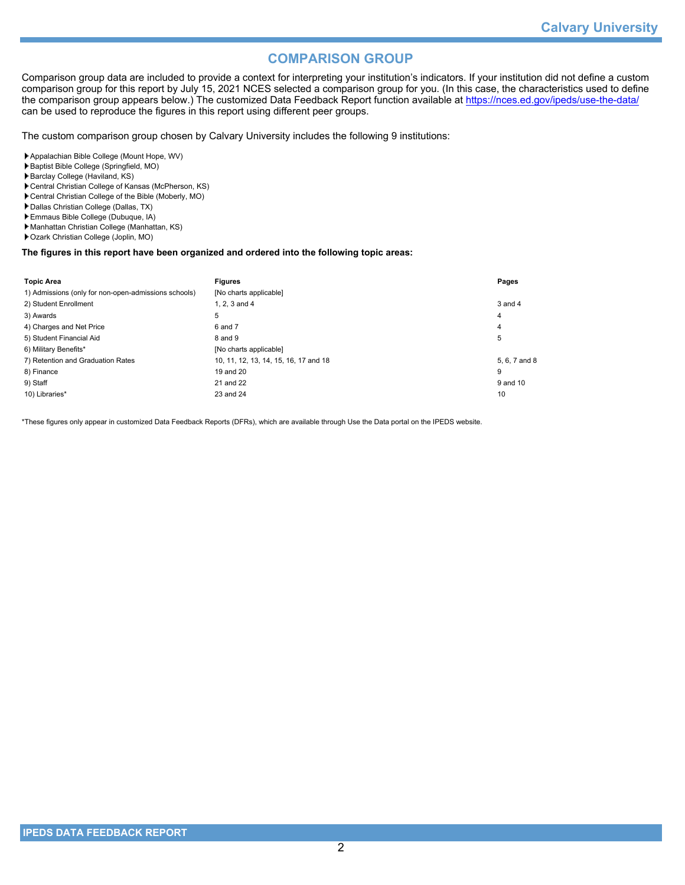## COMPARISON GROUP

Comparison group data are included to provide a context for interpreting your institution's indicators. If your institution did not define a custom comparison group for this report by July 15, 2021 NCES selected a comparison group for you. (In this case, the characteristics used to define the comparison group appears below.) The customized Data Feedback Report function available at https://nces.ed.gov/ipeds/use-the-data/ can be used to reproduce the figures in this report using different peer groups.

The custom comparison group chosen by Calvary University includes the following 9 institutions:

- Appalachian Bible College (Mount Hope, WV)
- Baptist Bible College (Springfield, MO)
- Barclay College (Haviland, KS)
- Central Christian College of Kansas (McPherson, KS)
- Central Christian College of the Bible (Moberly, MO)
- Dallas Christian College (Dallas, TX)
- Emmaus Bible College (Dubuque, IA)
- Manhattan Christian College (Manhattan, KS)
- Ozark Christian College (Joplin, MO)

**The figures in this report have been organized and ordered into the following topic areas:**

| Topic Area | Figures | Pages |
|---|---|---|
| 1) Admissions (only for non-open-admissions schools) | [No charts applicable] | |
| 2) Student Enrollment | 1, 2, 3 and 4 | 3 and 4 |
| 3) Awards | 5 | 4 |
| 4) Charges and Net Price | 6 and 7 | 4 |
| 5) Student Financial Aid | 8 and 9 | 5 |
| 6) Military Benefits* | [No charts applicable] | |
| 7) Retention and Graduation Rates | 10, 11, 12, 13, 14, 15, 16, 17 and 18 | 5, 6, 7 and 8 |
| 8) Finance | 19 and 20 | 9 |
| 9) Staff | 21 and 22 | 9 and 10 |
| 10) Libraries* | 23 and 24 | 10 |

*These figures only appear in customized Data Feedback Reports (DFRs), which are available through Use the Data portal on the IPEDS website.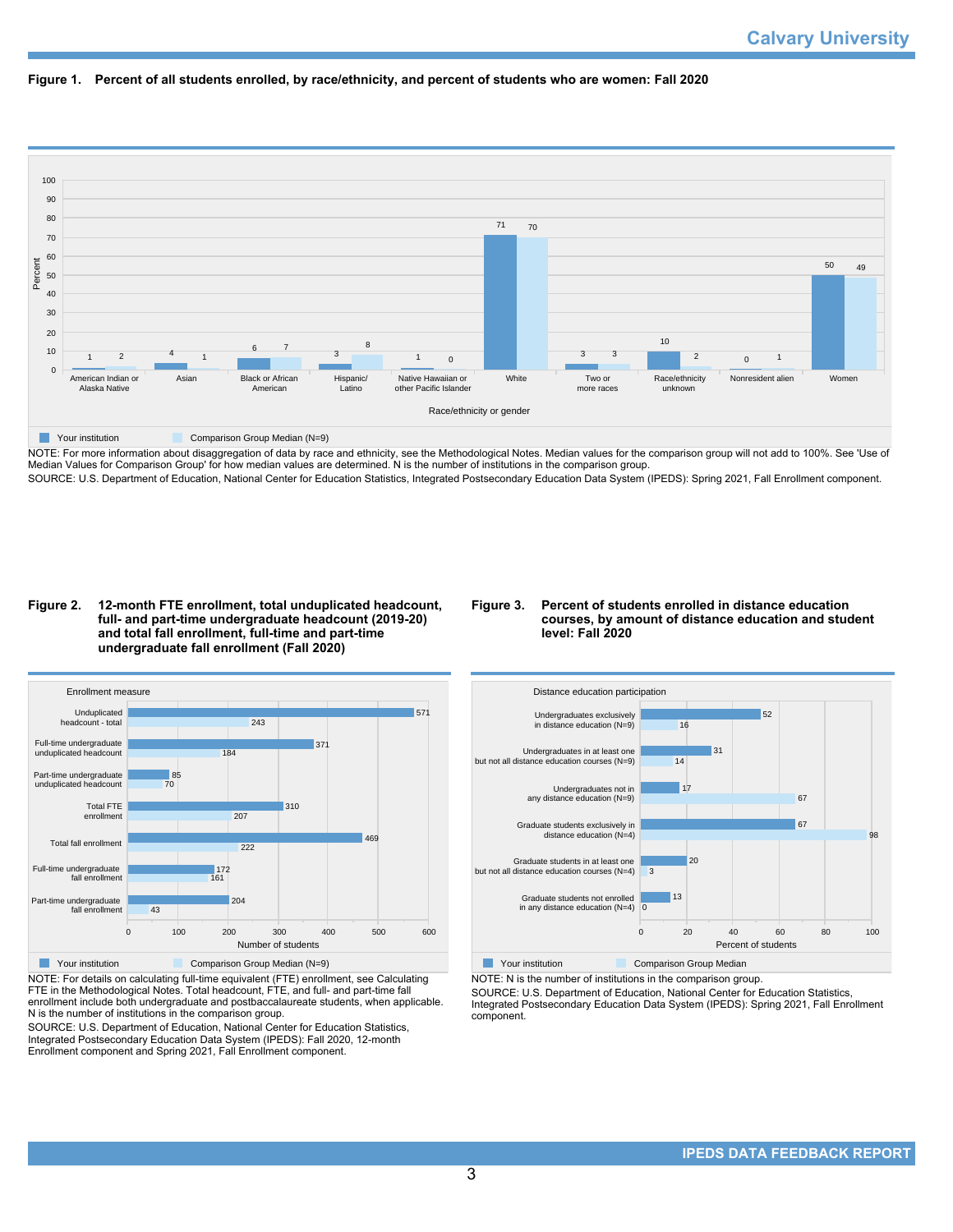Calvary University

**Figure 1. Percent of all students enrolled, by race/ethnicity, and percent of students who are women: Fall 2020**

| Race/ethnicity or gender | Your institution | Comparison Group Median (N=9) |
|---|---|---|
| American Indian or Alaska Native | 1 | 2 |
| Asian | 4 | 1 |
| Black or African American | 6 | 7 |
| Hispanic/Latino | 3 | 8 |
| Native Hawaiian or other Pacific Islander | 1 | 0 |
| White | 71 | 70 |
| Two or more races | 3 | 3 |
| Race/ethnicity unknown | 10 | 2 |
| Nonresident alien | 0 | 1 |
| Women | 50 | 49 |

NOTE: For more information about disaggregation of data by race and ethnicity, see the Methodological Notes. Median values for the comparison group will not add to 100%. See 'Use of Median Values for Comparison Group' for how median values are determined. N is the number of institutions in the comparison group.
SOURCE: U.S. Department of Education, National Center for Education Statistics, Integrated Postsecondary Education Data System (IPEDS): Spring 2021, Fall Enrollment component.

**Figure 2. 12-month FTE enrollment, total unduplicated headcount, full- and part-time undergraduate headcount (2019-20) and total fall enrollment, full-time and part-time undergraduate fall enrollment (Fall 2020)**

| Enrollment measure | Your institution | Comparison Group Median (N=9) |
|---|---|---|
| Unduplicated headcount - total | 571 | 243 |
| Full-time undergraduate unduplicated headcount | 371 | 184 |
| Part-time undergraduate unduplicated headcount | 85 | 70 |
| Total FTE enrollment | 310 | 207 |
| Total fall enrollment | 469 | 222 |
| Full-time undergraduate fall enrollment | 172 | 161 |
| Part-time undergraduate fall enrollment | 204 | 43 |

NOTE: For details on calculating full-time equivalent (FTE) enrollment, see Calculating FTE in the Methodological Notes. Total headcount, FTE, and full- and part-time fall enrollment include both undergraduate and postbaccalaureate students, when applicable. N is the number of institutions in the comparison group.
SOURCE: U.S. Department of Education, National Center for Education Statistics, Integrated Postsecondary Education Data System (IPEDS): Fall 2020, 12-month Enrollment component and Spring 2021, Fall Enrollment component.

**Figure 3. Percent of students enrolled in distance education courses, by amount of distance education and student level: Fall 2020**

| Distance education participation | Your institution | Comparison Group Median |
|---|---|---|
| Undergraduates exclusively in distance education (N=9) | 52 | 16 |
| Undergraduates in at least one but not all distance education courses (N=9) | 31 | 14 |
| Undergraduates not in any distance education (N=9) | 17 | 67 |
| Graduate students exclusively in distance education (N=4) | 67 | 98 |
| Graduate students in at least one but not all distance education courses (N=4) | 20 | 3 |
| Graduate students not enrolled in any distance education (N=4) | 13 | 0 |

NOTE: N is the number of institutions in the comparison group.
SOURCE: U.S. Department of Education, National Center for Education Statistics, Integrated Postsecondary Education Data System (IPEDS): Spring 2021, Fall Enrollment component.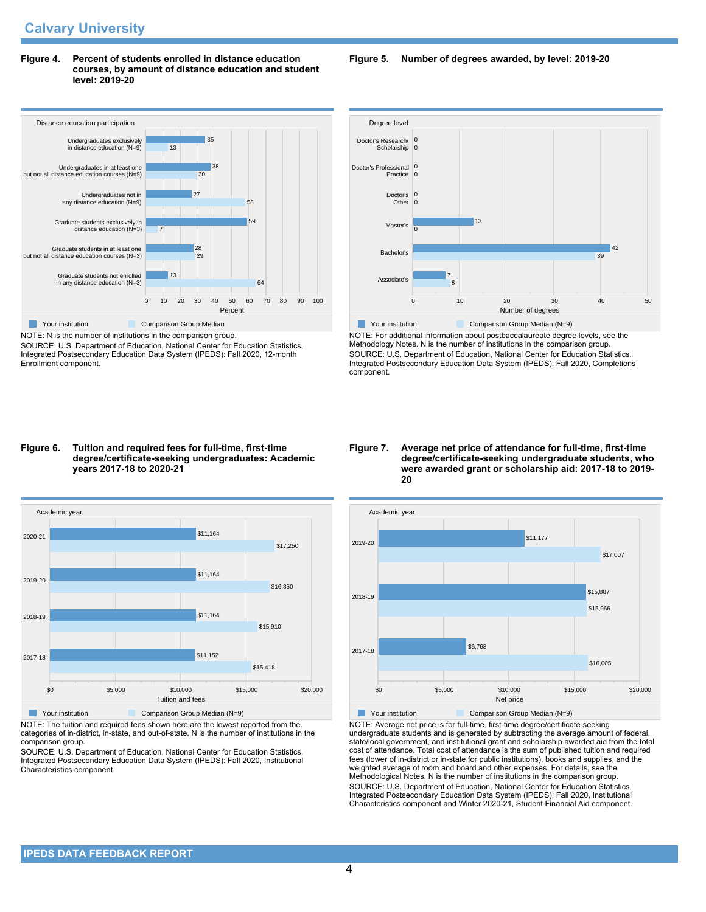## Calvary University

**Figure 4. Percent of students enrolled in distance education courses, by amount of distance education and student level: 2019-20**

| Distance education participation | Your institution | Comparison Group Median |
|---|---|---|
| Undergraduates exclusively in distance education (N=9) | 35 | 13 |
| Undergraduates in at least one but not all distance education courses (N=9) | 38 | 30 |
| Undergraduates not in any distance education (N=9) | 27 | 58 |
| Graduate students exclusively in distance education (N=3) | 59 | 7 |
| Graduate students in at least one but not all distance education courses (N=3) | 28 | 29 |
| Graduate students not enrolled in any distance education (N=3) | 13 | 64 |

NOTE: N is the number of institutions in the comparison group.
SOURCE: U.S. Department of Education, National Center for Education Statistics, Integrated Postsecondary Education Data System (IPEDS): Fall 2020, 12-month Enrollment component.

**Figure 5. Number of degrees awarded, by level: 2019-20**

| Degree level | Your institution | Comparison Group Median (N=9) |
|---|---|---|
| Doctor's Research/ Scholarship | 0 | 0 |
| Doctor's Professional Practice | 0 | 0 |
| Doctor's Other | 0 | 0 |
| Master's | 13 | 0 |
| Bachelor's | 42 | 39 |
| Associate's | 7 | 8 |

NOTE: For additional information about postbaccalaureate degree levels, see the Methodology Notes. N is the number of institutions in the comparison group.
SOURCE: U.S. Department of Education, National Center for Education Statistics, Integrated Postsecondary Education Data System (IPEDS): Fall 2020, Completions component.

**Figure 6. Tuition and required fees for full-time, first-time degree/certificate-seeking undergraduates: Academic years 2017-18 to 2020-21**

| Academic year | Your institution | Comparison Group Median (N=9) |
|---|---|---|
| 2020-21 | $11,164 | $17,250 |
| 2019-20 | $11,164 | $16,850 |
| 2018-19 | $11,164 | $15,910 |
| 2017-18 | $11,152 | $15,418 |

NOTE: The tuition and required fees shown here are the lowest reported from the categories of in-district, in-state, and out-of-state. N is the number of institutions in the comparison group.
SOURCE: U.S. Department of Education, National Center for Education Statistics, Integrated Postsecondary Education Data System (IPEDS): Fall 2020, Institutional Characteristics component.

**Figure 7. Average net price of attendance for full-time, first-time degree/certificate-seeking undergraduate students, who were awarded grant or scholarship aid: 2017-18 to 2019-20**

| Academic year | Your institution | Comparison Group Median (N=9) |
|---|---|---|
| 2019-20 | $11,177 | $17,007 |
| 2018-19 | $15,887 | $15,966 |
| 2017-18 | $6,768 | $16,005 |

NOTE: Average net price is for full-time, first-time degree/certificate-seeking undergraduate students and is generated by subtracting the average amount of federal, state/local government, and institutional grant and scholarship awarded aid from the total cost of attendance. Total cost of attendance is the sum of published tuition and required fees (lower of in-district or in-state for public institutions), books and supplies, and the weighted average of room and board and other expenses. For details, see the Methodological Notes. N is the number of institutions in the comparison group.
SOURCE: U.S. Department of Education, National Center for Education Statistics, Integrated Postsecondary Education Data System (IPEDS): Fall 2020, Institutional Characteristics component and Winter 2020-21, Student Financial Aid component.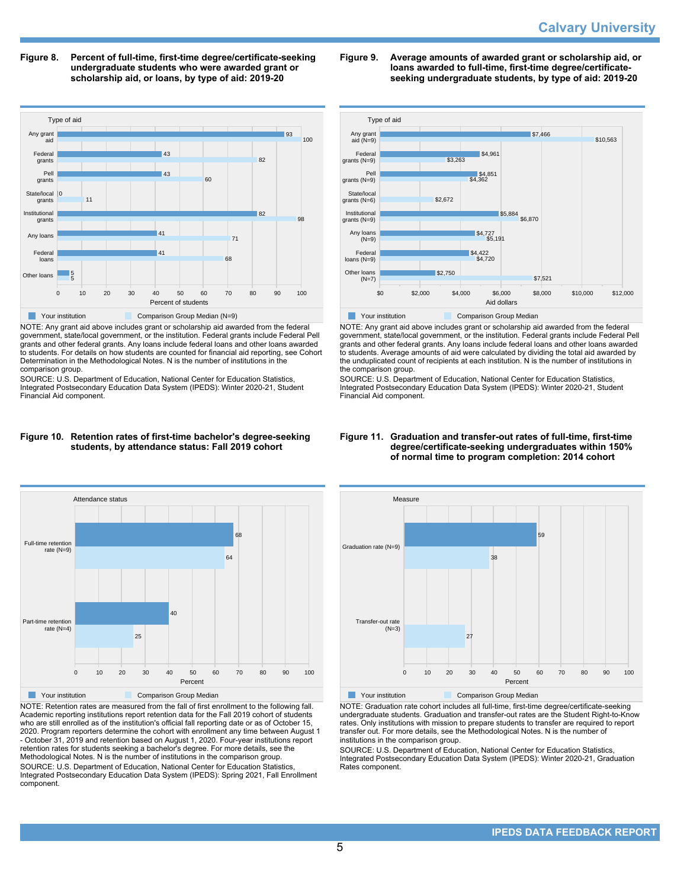## Figure 8. Percent of full-time, first-time degree/certificate-seeking undergraduate students who were awarded grant or scholarship aid, or loans, by type of aid: 2019-20

| Type of aid | Your institution | Comparison Group Median (N=9) |
|---|---|---|
| Any grant aid | 93 | 100 |
| Federal grants | 43 | 82 |
| Pell grants | 43 | 60 |
| State/local grants | 0 | 11 |
| Institutional grants | 82 | 98 |
| Any loans | 41 | 71 |
| Federal loans | 41 | 68 |
| Other loans | 5 | 5 |

NOTE: Any grant aid above includes grant or scholarship aid awarded from the federal government, state/local government, or the institution. Federal grants include Federal Pell grants and other federal grants. Any loans include federal loans and other loans awarded to students. For details on how students are counted for financial aid reporting, see Cohort Determination in the Methodological Notes. N is the number of institutions in the comparison group.

SOURCE: U.S. Department of Education, National Center for Education Statistics, Integrated Postsecondary Education Data System (IPEDS): Winter 2020-21, Student Financial Aid component.

## Figure 9. Average amounts of awarded grant or scholarship aid, or loans awarded to full-time, first-time degree/certificate-seeking undergraduate students, by type of aid: 2019-20

| Type of aid | Your institution | Comparison Group Median |
|---|---|---|
| Any grant aid (N=9) | $7,466 | $10,563 |
| Federal grants (N=9) | $4,961 | $3,263 |
| Pell grants (N=9) | $4,851 | $4,362 |
| State/local grants (N=6) | | $2,672 |
| Institutional grants (N=9) | $5,884 | $6,870 |
| Any loans (N=9) | $4,727 | $5,191 |
| Federal loans (N=9) | $4,422 | $4,720 |
| Other loans (N=7) | $2,750 | $7,521 |

NOTE: Any grant aid above includes grant or scholarship aid awarded from the federal government, state/local government, or the institution. Federal grants include Federal Pell grants and other federal grants. Any loans include federal loans and other loans awarded to students. Average amounts of aid were calculated by dividing the total aid awarded by the unduplicated count of recipients at each institution. N is the number of institutions in the comparison group.

SOURCE: U.S. Department of Education, National Center for Education Statistics, Integrated Postsecondary Education Data System (IPEDS): Winter 2020-21, Student Financial Aid component.

## Figure 10. Retention rates of first-time bachelor's degree-seeking students, by attendance status: Fall 2019 cohort

| Attendance status | Your institution | Comparison Group Median |
|---|---|---|
| Full-time retention rate (N=9) | 68 | 64 |
| Part-time retention rate (N=4) | 40 | 25 |

NOTE: Retention rates are measured from the fall of first enrollment to the following fall. Academic reporting institutions report retention data for the Fall 2019 cohort of students who are still enrolled as of the institution's official fall reporting date or as of October 15, 2020. Program reporters determine the cohort with enrollment any time between August 1 - October 31, 2019 and retention based on August 1, 2020. Four-year institutions report retention rates for students seeking a bachelor's degree. For more details, see the Methodological Notes. N is the number of institutions in the comparison group.

SOURCE: U.S. Department of Education, National Center for Education Statistics, Integrated Postsecondary Education Data System (IPEDS): Spring 2021, Fall Enrollment component.

## Figure 11. Graduation and transfer-out rates of full-time, first-time degree/certificate-seeking undergraduates within 150% of normal time to program completion: 2014 cohort

| Measure | Your institution | Comparison Group Median |
|---|---|---|
| Graduation rate (N=9) | 59 | 38 |
| Transfer-out rate (N=3) | | 27 |

NOTE: Graduation rate cohort includes all full-time, first-time degree/certificate-seeking undergraduate students. Graduation and transfer-out rates are the Student Right-to-Know rates. Only institutions with mission to prepare students to transfer are required to report transfer out. For more details, see the Methodological Notes. N is the number of institutions in the comparison group.

SOURCE: U.S. Department of Education, National Center for Education Statistics, Integrated Postsecondary Education Data System (IPEDS): Winter 2020-21, Graduation Rates component.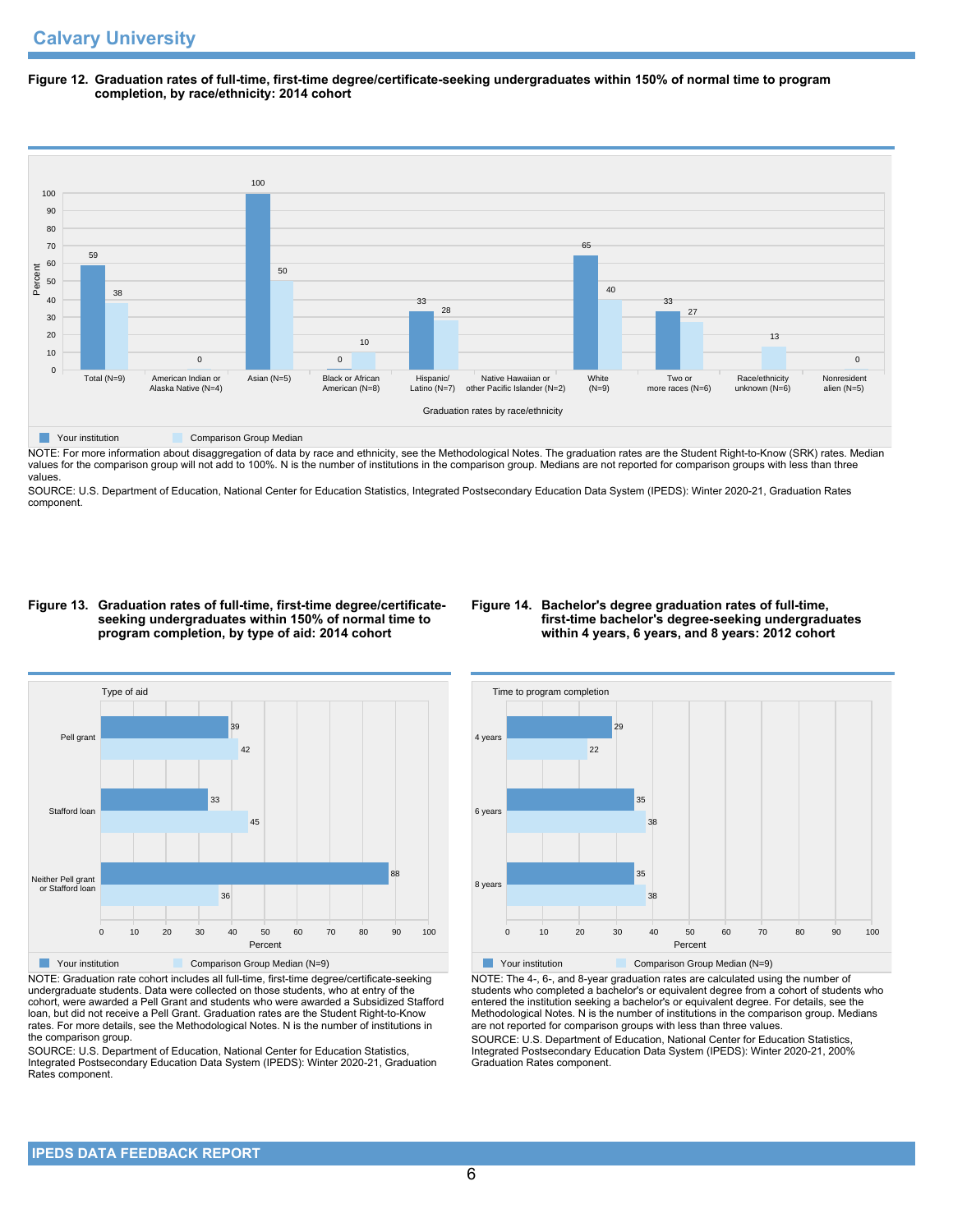## Calvary University

**Figure 12. Graduation rates of full-time, first-time degree/certificate-seeking undergraduates within 150% of normal time to program completion, by race/ethnicity: 2014 cohort**

| Graduation rates by race/ethnicity | Your institution | Comparison Group Median |
|---|---|---|
| Total (N=9) | 59 | 38 |
| American Indian or Alaska Native (N=4) | | 0 |
| Asian (N=5) | 100 | 50 |
| Black or African American (N=8) | 0 | 10 |
| Hispanic/ Latino (N=7) | 33 | 28 |
| Native Hawaiian or other Pacific Islander (N=2) | | |
| White (N=9) | 65 | 40 |
| Two or more races (N=6) | 33 | 27 |
| Race/ethnicity unknown (N=6) | | 13 |
| Nonresident alien (N=5) | | 0 |

NOTE: For more information about disaggregation of data by race and ethnicity, see the Methodological Notes. The graduation rates are the Student Right-to-Know (SRK) rates. Median values for the comparison group will not add to 100%. N is the number of institutions in the comparison group. Medians are not reported for comparison groups with less than three values.

SOURCE: U.S. Department of Education, National Center for Education Statistics, Integrated Postsecondary Education Data System (IPEDS): Winter 2020-21, Graduation Rates component.

**Figure 13. Graduation rates of full-time, first-time degree/certificate-seeking undergraduates within 150% of normal time to program completion, by type of aid: 2014 cohort**

| Type of aid | Your institution | Comparison Group Median (N=9) |
|---|---|---|
| Pell grant | 39 | 42 |
| Stafford loan | 33 | 45 |
| Neither Pell grant or Stafford loan | 88 | 36 |

NOTE: Graduation rate cohort includes all full-time, first-time degree/certificate-seeking undergraduate students. Data were collected on those students, who at entry of the cohort, were awarded a Pell Grant and students who were awarded a Subsidized Stafford loan, but did not receive a Pell Grant. Graduation rates are the Student Right-to-Know rates. For more details, see the Methodological Notes. N is the number of institutions in the comparison group.

SOURCE: U.S. Department of Education, National Center for Education Statistics, Integrated Postsecondary Education Data System (IPEDS): Winter 2020-21, Graduation Rates component.

**Figure 14. Bachelor's degree graduation rates of full-time, first-time bachelor's degree-seeking undergraduates within 4 years, 6 years, and 8 years: 2012 cohort**

| Time to program completion | Your institution | Comparison Group Median (N=9) |
|---|---|---|
| 4 years | 29 | 22 |
| 6 years | 35 | 38 |
| 8 years | 35 | 38 |

NOTE: The 4-, 6-, and 8-year graduation rates are calculated using the number of students who completed a bachelor's or equivalent degree from a cohort of students who entered the institution seeking a bachelor's or equivalent degree. For details, see the Methodological Notes. N is the number of institutions in the comparison group. Medians are not reported for comparison groups with less than three values.

SOURCE: U.S. Department of Education, National Center for Education Statistics, Integrated Postsecondary Education Data System (IPEDS): Winter 2020-21, 200% Graduation Rates component.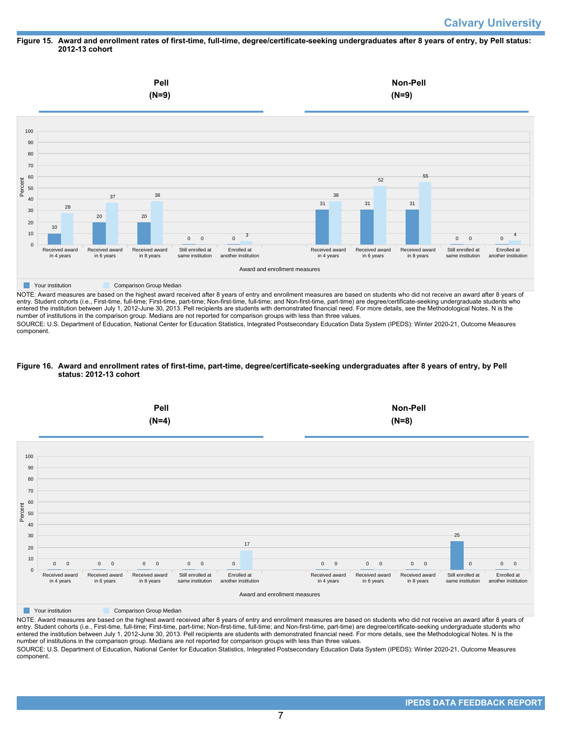**Figure 15. Award and enrollment rates of first-time, full-time, degree/certificate-seeking undergraduates after 8 years of entry, by Pell status: 2012-13 cohort**

| Award and enrollment measures | Pell (N=9): Your institution | Pell (N=9): Comparison Group Median | Non-Pell (N=9): Your institution | Non-Pell (N=9): Comparison Group Median |
|---|---|---|---|---|
| Received award in 4 years | 10 | 28 | 31 | 38 |
| Received award in 6 years | 20 | 37 | 31 | 52 |
| Received award in 8 years | 20 | 38 | 31 | 55 |
| Still enrolled at same institution | 0 | 0 | 0 | 0 |
| Enrolled at another institution | 0 | 3 | 0 | 4 |

NOTE: Award measures are based on the highest award received after 8 years of entry and enrollment measures are based on students who did not receive an award after 8 years of entry. Student cohorts (i.e., First-time, full-time; First-time, part-time; Non-first-time, full-time; and Non-first-time, part-time) are degree/certificate-seeking undergraduate students who entered the institution between July 1, 2012-June 30, 2013. Pell recipients are students with demonstrated financial need. For more details, see the Methodological Notes. N is the number of institutions in the comparison group. Medians are not reported for comparison groups with less than three values.

SOURCE: U.S. Department of Education, National Center for Education Statistics, Integrated Postsecondary Education Data System (IPEDS): Winter 2020-21, Outcome Measures component.

**Figure 16. Award and enrollment rates of first-time, part-time, degree/certificate-seeking undergraduates after 8 years of entry, by Pell status: 2012-13 cohort**

| Award and enrollment measures | Pell (N=4): Your institution | Pell (N=4): Comparison Group Median | Non-Pell (N=8): Your institution | Non-Pell (N=8): Comparison Group Median |
|---|---|---|---|---|
| Received award in 4 years | 0 | 0 | 0 | 0 |
| Received award in 6 years | 0 | 0 | 0 | 0 |
| Received award in 8 years | 0 | 0 | 0 | 0 |
| Still enrolled at same institution | 0 | 0 | 25 | 0 |
| Enrolled at another institution | 0 | 17 | 0 | 0 |

NOTE: Award measures are based on the highest award received after 8 years of entry and enrollment measures are based on students who did not receive an award after 8 years of entry. Student cohorts (i.e., First-time, full-time; First-time, part-time; Non-first-time, full-time; and Non-first-time, part-time) are degree/certificate-seeking undergraduate students who entered the institution between July 1, 2012-June 30, 2013. Pell recipients are students with demonstrated financial need. For more details, see the Methodological Notes. N is the number of institutions in the comparison group. Medians are not reported for comparison groups with less than three values.

SOURCE: U.S. Department of Education, National Center for Education Statistics, Integrated Postsecondary Education Data System (IPEDS): Winter 2020-21, Outcome Measures component.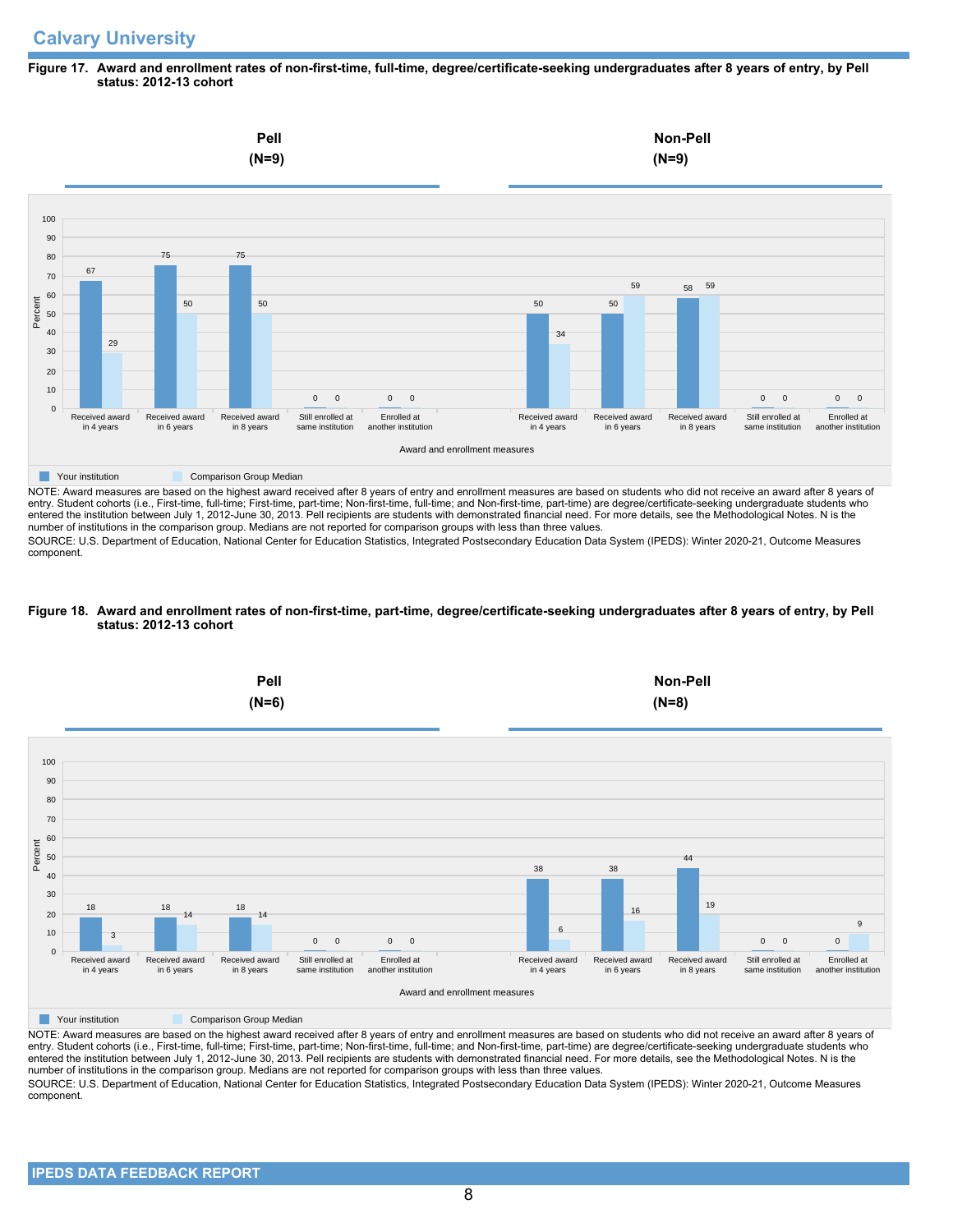## Calvary University

**Figure 17. Award and enrollment rates of non-first-time, full-time, degree/certificate-seeking undergraduates after 8 years of entry, by Pell status: 2012-13 cohort**

| Award and enrollment measures | Pell (N=9): Your institution | Pell (N=9): Comparison Group Median | Non-Pell (N=9): Your institution | Non-Pell (N=9): Comparison Group Median |
|---|---|---|---|---|
| Received award in 4 years | 67 | 29 | 50 | 34 |
| Received award in 6 years | 75 | 50 | 50 | 59 |
| Received award in 8 years | 75 | 50 | 58 | 59 |
| Still enrolled at same institution | 0 | 0 | 0 | 0 |
| Enrolled at another institution | 0 | 0 | 0 | 0 |

NOTE: Award measures are based on the highest award received after 8 years of entry and enrollment measures are based on students who did not receive an award after 8 years of entry. Student cohorts (i.e., First-time, full-time; First-time, part-time; Non-first-time, full-time; and Non-first-time, part-time) are degree/certificate-seeking undergraduate students who entered the institution between July 1, 2012-June 30, 2013. Pell recipients are students with demonstrated financial need. For more details, see the Methodological Notes. N is the number of institutions in the comparison group. Medians are not reported for comparison groups with less than three values.

SOURCE: U.S. Department of Education, National Center for Education Statistics, Integrated Postsecondary Education Data System (IPEDS): Winter 2020-21, Outcome Measures component.

**Figure 18. Award and enrollment rates of non-first-time, part-time, degree/certificate-seeking undergraduates after 8 years of entry, by Pell status: 2012-13 cohort**

| Award and enrollment measures | Pell (N=6): Your institution | Pell (N=6): Comparison Group Median | Non-Pell (N=8): Your institution | Non-Pell (N=8): Comparison Group Median |
|---|---|---|---|---|
| Received award in 4 years | 18 | 3 | 38 | 6 |
| Received award in 6 years | 18 | 14 | 38 | 16 |
| Received award in 8 years | 18 | 14 | 44 | 19 |
| Still enrolled at same institution | 0 | 0 | 0 | 0 |
| Enrolled at another institution | 0 | 0 | 0 | 9 |

NOTE: Award measures are based on the highest award received after 8 years of entry and enrollment measures are based on students who did not receive an award after 8 years of entry. Student cohorts (i.e., First-time, full-time; First-time, part-time; Non-first-time, full-time; and Non-first-time, part-time) are degree/certificate-seeking undergraduate students who entered the institution between July 1, 2012-June 30, 2013. Pell recipients are students with demonstrated financial need. For more details, see the Methodological Notes. N is the number of institutions in the comparison group. Medians are not reported for comparison groups with less than three values.

SOURCE: U.S. Department of Education, National Center for Education Statistics, Integrated Postsecondary Education Data System (IPEDS): Winter 2020-21, Outcome Measures component.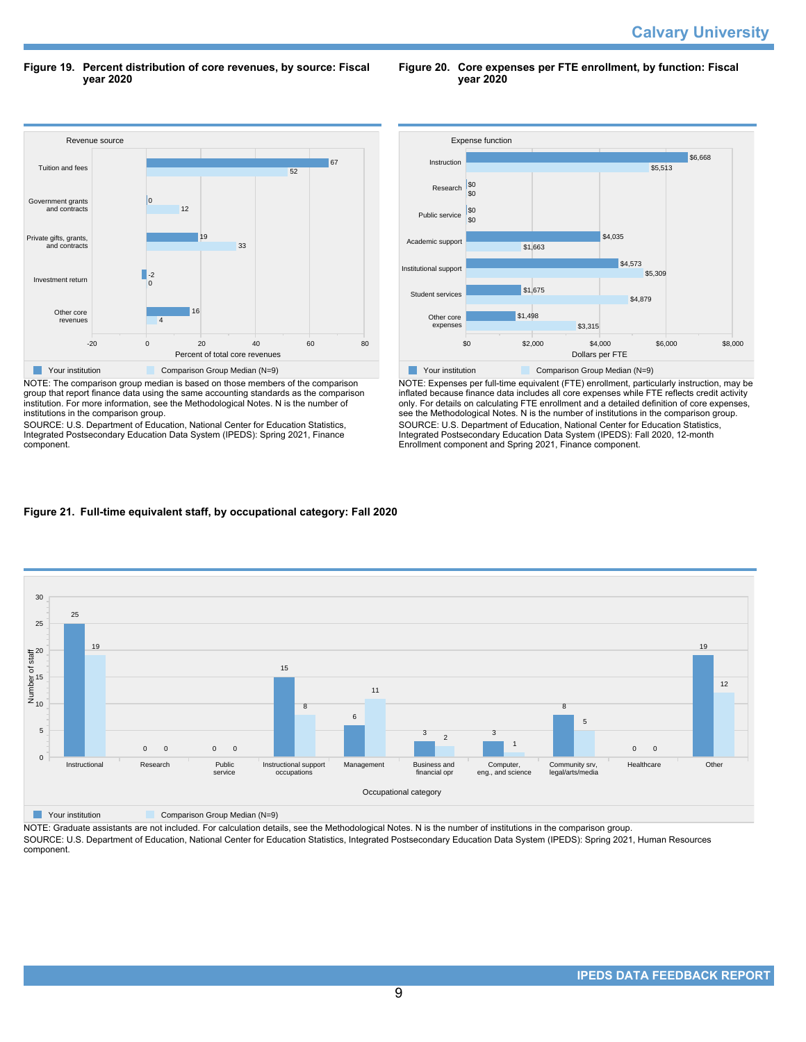**Figure 19. Percent distribution of core revenues, by source: Fiscal year 2020**

| Revenue source | Your institution | Comparison Group Median (N=9) |
|---|---|---|
| Tuition and fees | 67 | 52 |
| Government grants and contracts | 0 | 12 |
| Private gifts, grants, and contracts | 19 | 33 |
| Investment return | -2 | 0 |
| Other core revenues | 16 | 4 |

Percent of total core revenues

NOTE: The comparison group median is based on those members of the comparison group that report finance data using the same accounting standards as the comparison institution. For more information, see the Methodological Notes. N is the number of institutions in the comparison group.

SOURCE: U.S. Department of Education, National Center for Education Statistics, Integrated Postsecondary Education Data System (IPEDS): Spring 2021, Finance component.

**Figure 20. Core expenses per FTE enrollment, by function: Fiscal year 2020**

| Expense function | Your institution | Comparison Group Median (N=9) |
|---|---|---|
| Instruction | $6,668 | $5,513 |
| Research | $0 | $0 |
| Public service | $0 | $0 |
| Academic support | $4,035 | $1,663 |
| Institutional support | $4,573 | $5,309 |
| Student services | $1,675 | $4,879 |
| Other core expenses | $1,498 | $3,315 |

Dollars per FTE

NOTE: Expenses per full-time equivalent (FTE) enrollment, particularly instruction, may be inflated because finance data includes all core expenses while FTE reflects credit activity only. For details on calculating FTE enrollment and a detailed definition of core expenses, see the Methodological Notes. N is the number of institutions in the comparison group.

SOURCE: U.S. Department of Education, National Center for Education Statistics, Integrated Postsecondary Education Data System (IPEDS): Fall 2020, 12-month Enrollment component and Spring 2021, Finance component.

**Figure 21. Full-time equivalent staff, by occupational category: Fall 2020**

| Occupational category | Your institution | Comparison Group Median (N=9) |
|---|---|---|
| Instructional | 25 | 19 |
| Research | 0 | 0 |
| Public service | 0 | 0 |
| Instructional support occupations | 15 | 8 |
| Management | 6 | 11 |
| Business and financial opr | 3 | 2 |
| Computer, eng., and science | 3 | 1 |
| Community srv, legal/arts/media | 8 | 5 |
| Healthcare | 0 | 0 |
| Other | 19 | 12 |

Number of staff

NOTE: Graduate assistants are not included. For calculation details, see the Methodological Notes. N is the number of institutions in the comparison group.

SOURCE: U.S. Department of Education, National Center for Education Statistics, Integrated Postsecondary Education Data System (IPEDS): Spring 2021, Human Resources component.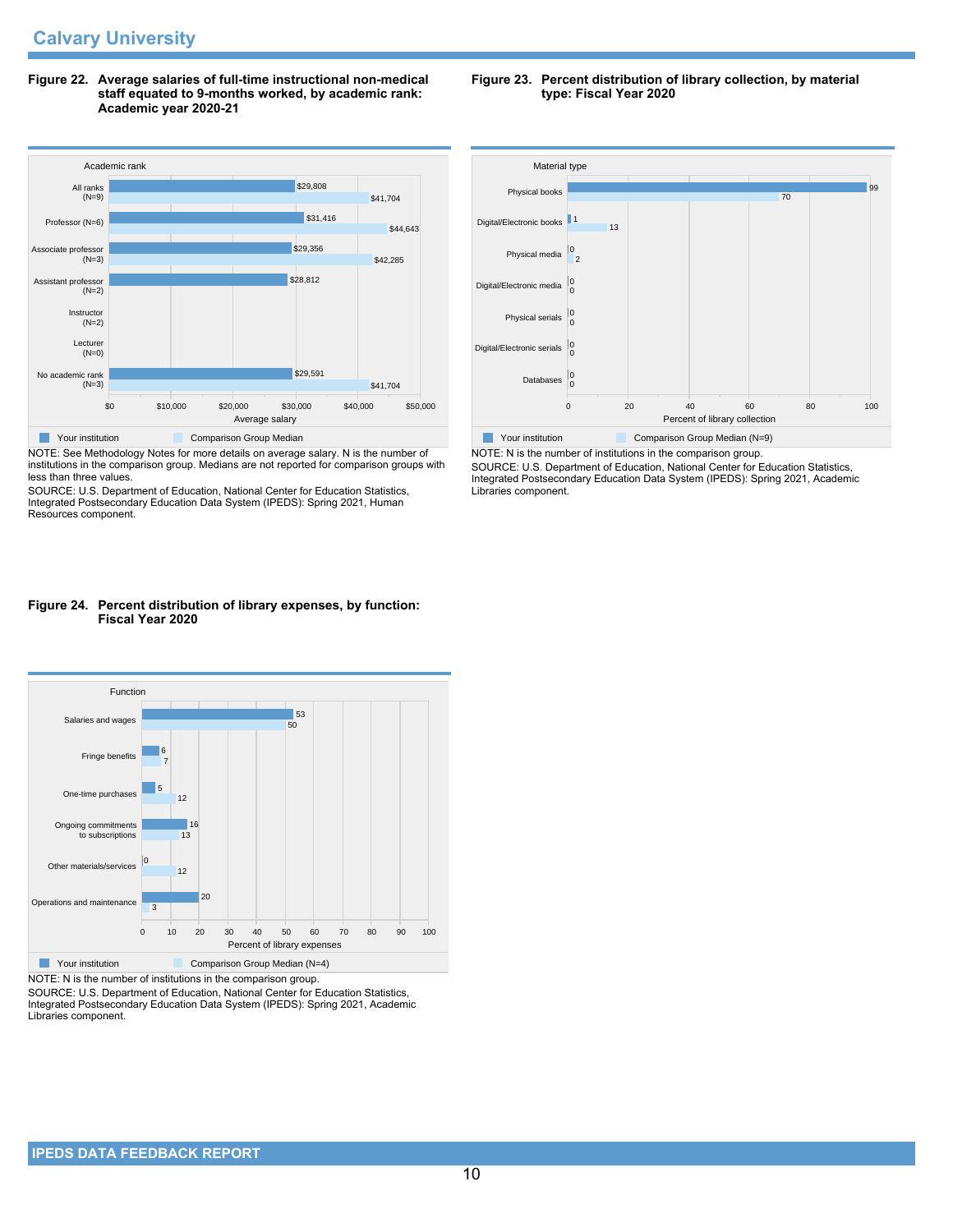## Calvary University

**Figure 22. Average salaries of full-time instructional non-medical staff equated to 9-months worked, by academic rank: Academic year 2020-21**

| Academic rank | Your institution | Comparison Group Median |
|---|---|---|
| All ranks (N=9) | $29,808 | $41,704 |
| Professor (N=6) | $31,416 | $44,643 |
| Associate professor (N=3) | $29,356 | $42,285 |
| Assistant professor (N=2) | $28,812 | |
| Instructor (N=2) | | |
| Lecturer (N=0) | | |
| No academic rank (N=3) | $29,591 | $41,704 |

NOTE: See Methodology Notes for more details on average salary. N is the number of institutions in the comparison group. Medians are not reported for comparison groups with less than three values.

SOURCE: U.S. Department of Education, National Center for Education Statistics, Integrated Postsecondary Education Data System (IPEDS): Spring 2021, Human Resources component.

**Figure 23. Percent distribution of library collection, by material type: Fiscal Year 2020**

| Material type | Your institution | Comparison Group Median (N=9) |
|---|---|---|
| Physical books | 99 | 70 |
| Digital/Electronic books | 1 | 13 |
| Physical media | 0 | 2 |
| Digital/Electronic media | 0 | 0 |
| Physical serials | 0 | 0 |
| Digital/Electronic serials | 0 | 0 |
| Databases | 0 | 0 |

NOTE: N is the number of institutions in the comparison group.

SOURCE: U.S. Department of Education, National Center for Education Statistics, Integrated Postsecondary Education Data System (IPEDS): Spring 2021, Academic Libraries component.

**Figure 24. Percent distribution of library expenses, by function: Fiscal Year 2020**

| Function | Your institution | Comparison Group Median (N=4) |
|---|---|---|
| Salaries and wages | 53 | 50 |
| Fringe benefits | 6 | 7 |
| One-time purchases | 5 | 12 |
| Ongoing commitments to subscriptions | 16 | 13 |
| Other materials/services | 0 | 12 |
| Operations and maintenance | 20 | 3 |

NOTE: N is the number of institutions in the comparison group.

SOURCE: U.S. Department of Education, National Center for Education Statistics, Integrated Postsecondary Education Data System (IPEDS): Spring 2021, Academic Libraries component.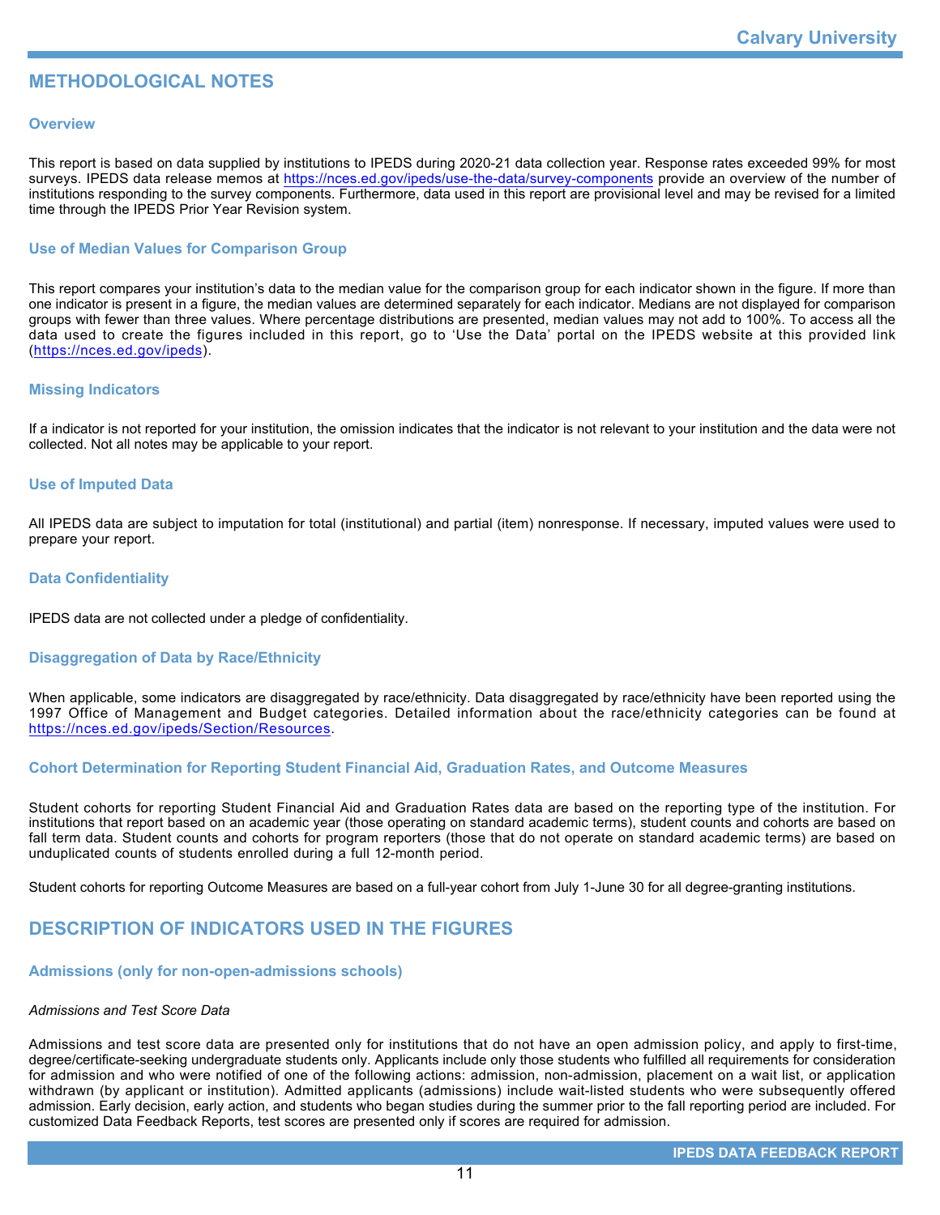## METHODOLOGICAL NOTES

### Overview

This report is based on data supplied by institutions to IPEDS during 2020-21 data collection year. Response rates exceeded 99% for most surveys. IPEDS data release memos at https://nces.ed.gov/ipeds/use-the-data/survey-components provide an overview of the number of institutions responding to the survey components. Furthermore, data used in this report are provisional level and may be revised for a limited time through the IPEDS Prior Year Revision system.

### Use of Median Values for Comparison Group

This report compares your institution's data to the median value for the comparison group for each indicator shown in the figure. If more than one indicator is present in a figure, the median values are determined separately for each indicator. Medians are not displayed for comparison groups with fewer than three values. Where percentage distributions are presented, median values may not add to 100%. To access all the data used to create the figures included in this report, go to 'Use the Data' portal on the IPEDS website at this provided link (https://nces.ed.gov/ipeds).

### Missing Indicators

If a indicator is not reported for your institution, the omission indicates that the indicator is not relevant to your institution and the data were not collected. Not all notes may be applicable to your report.

### Use of Imputed Data

All IPEDS data are subject to imputation for total (institutional) and partial (item) nonresponse. If necessary, imputed values were used to prepare your report.

### Data Confidentiality

IPEDS data are not collected under a pledge of confidentiality.

### Disaggregation of Data by Race/Ethnicity

When applicable, some indicators are disaggregated by race/ethnicity. Data disaggregated by race/ethnicity have been reported using the 1997 Office of Management and Budget categories. Detailed information about the race/ethnicity categories can be found at https://nces.ed.gov/ipeds/Section/Resources.

### Cohort Determination for Reporting Student Financial Aid, Graduation Rates, and Outcome Measures

Student cohorts for reporting Student Financial Aid and Graduation Rates data are based on the reporting type of the institution. For institutions that report based on an academic year (those operating on standard academic terms), student counts and cohorts are based on fall term data. Student counts and cohorts for program reporters (those that do not operate on standard academic terms) are based on unduplicated counts of students enrolled during a full 12-month period.

Student cohorts for reporting Outcome Measures are based on a full-year cohort from July 1-June 30 for all degree-granting institutions.

## DESCRIPTION OF INDICATORS USED IN THE FIGURES

### Admissions (only for non-open-admissions schools)

*Admissions and Test Score Data*

Admissions and test score data are presented only for institutions that do not have an open admission policy, and apply to first-time, degree/certificate-seeking undergraduate students only. Applicants include only those students who fulfilled all requirements for consideration for admission and who were notified of one of the following actions: admission, non-admission, placement on a wait list, or application withdrawn (by applicant or institution). Admitted applicants (admissions) include wait-listed students who were subsequently offered admission. Early decision, early action, and students who began studies during the summer prior to the fall reporting period are included. For customized Data Feedback Reports, test scores are presented only if scores are required for admission.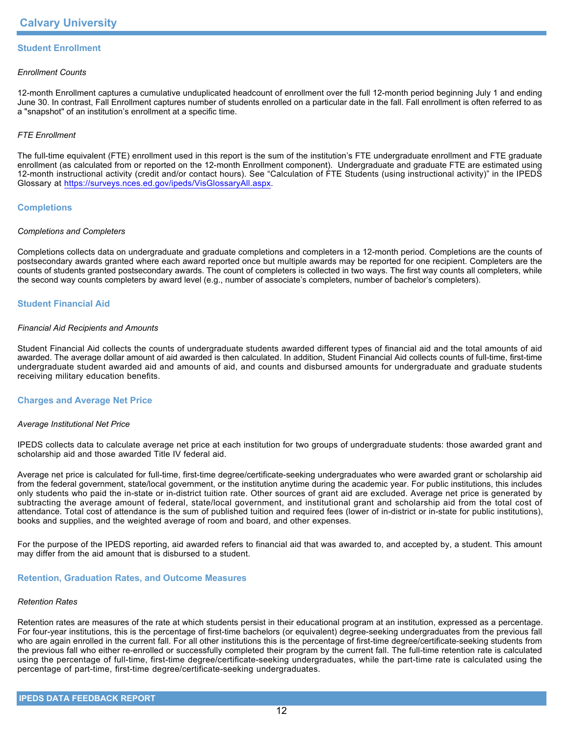## Student Enrollment

*Enrollment Counts*

12-month Enrollment captures a cumulative unduplicated headcount of enrollment over the full 12-month period beginning July 1 and ending June 30. In contrast, Fall Enrollment captures number of students enrolled on a particular date in the fall. Fall enrollment is often referred to as a "snapshot" of an institution's enrollment at a specific time.

*FTE Enrollment*

The full-time equivalent (FTE) enrollment used in this report is the sum of the institution's FTE undergraduate enrollment and FTE graduate enrollment (as calculated from or reported on the 12-month Enrollment component). Undergraduate and graduate FTE are estimated using 12-month instructional activity (credit and/or contact hours). See "Calculation of FTE Students (using instructional activity)" in the IPEDS Glossary at [https://surveys.nces.ed.gov/ipeds/VisGlossaryAll.aspx](https://surveys.nces.ed.gov/ipeds/VisGlossaryAll.aspx).

## Completions

*Completions and Completers*

Completions collects data on undergraduate and graduate completions and completers in a 12-month period. Completions are the counts of postsecondary awards granted where each award reported once but multiple awards may be reported for one recipient. Completers are the counts of students granted postsecondary awards. The count of completers is collected in two ways. The first way counts all completers, while the second way counts completers by award level (e.g., number of associate's completers, number of bachelor's completers).

## Student Financial Aid

*Financial Aid Recipients and Amounts*

Student Financial Aid collects the counts of undergraduate students awarded different types of financial aid and the total amounts of aid awarded. The average dollar amount of aid awarded is then calculated. In addition, Student Financial Aid collects counts of full-time, first-time undergraduate student awarded aid and amounts of aid, and counts and disbursed amounts for undergraduate and graduate students receiving military education benefits.

## Charges and Average Net Price

*Average Institutional Net Price*

IPEDS collects data to calculate average net price at each institution for two groups of undergraduate students: those awarded grant and scholarship aid and those awarded Title IV federal aid.

Average net price is calculated for full-time, first-time degree/certificate-seeking undergraduates who were awarded grant or scholarship aid from the federal government, state/local government, or the institution anytime during the academic year. For public institutions, this includes only students who paid the in-state or in-district tuition rate. Other sources of grant aid are excluded. Average net price is generated by subtracting the average amount of federal, state/local government, and institutional grant and scholarship aid from the total cost of attendance. Total cost of attendance is the sum of published tuition and required fees (lower of in-district or in-state for public institutions), books and supplies, and the weighted average of room and board, and other expenses.

For the purpose of the IPEDS reporting, aid awarded refers to financial aid that was awarded to, and accepted by, a student. This amount may differ from the aid amount that is disbursed to a student.

## Retention, Graduation Rates, and Outcome Measures

*Retention Rates*

Retention rates are measures of the rate at which students persist in their educational program at an institution, expressed as a percentage. For four-year institutions, this is the percentage of first-time bachelors (or equivalent) degree-seeking undergraduates from the previous fall who are again enrolled in the current fall. For all other institutions this is the percentage of first-time degree/certificate-seeking students from the previous fall who either re-enrolled or successfully completed their program by the current fall. The full-time retention rate is calculated using the percentage of full-time, first-time degree/certificate-seeking undergraduates, while the part-time rate is calculated using the percentage of part-time, first-time degree/certificate-seeking undergraduates.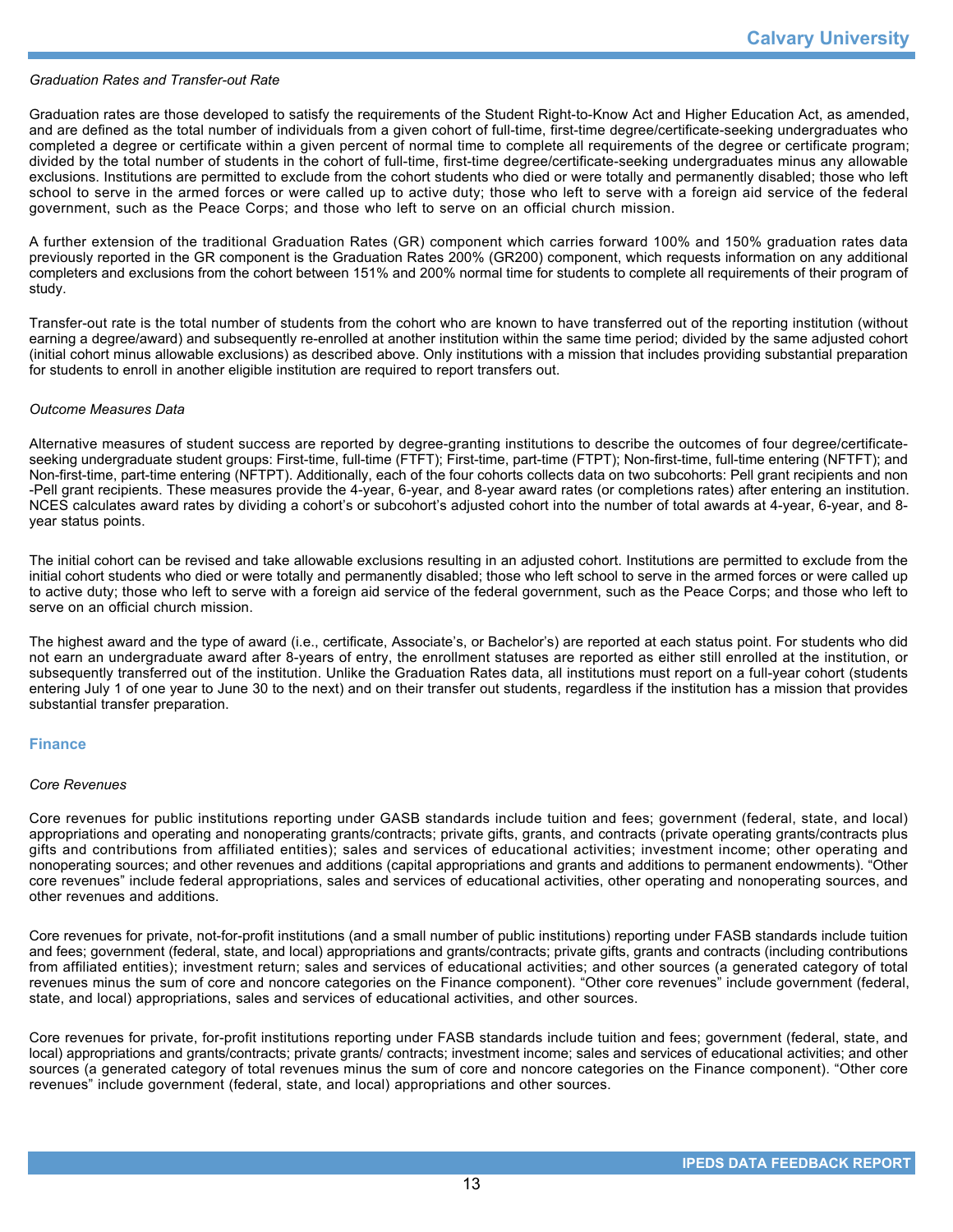*Graduation Rates and Transfer-out Rate*

Graduation rates are those developed to satisfy the requirements of the Student Right-to-Know Act and Higher Education Act, as amended, and are defined as the total number of individuals from a given cohort of full-time, first-time degree/certificate-seeking undergraduates who completed a degree or certificate within a given percent of normal time to complete all requirements of the degree or certificate program; divided by the total number of students in the cohort of full-time, first-time degree/certificate-seeking undergraduates minus any allowable exclusions. Institutions are permitted to exclude from the cohort students who died or were totally and permanently disabled; those who left school to serve in the armed forces or were called up to active duty; those who left to serve with a foreign aid service of the federal government, such as the Peace Corps; and those who left to serve on an official church mission.

A further extension of the traditional Graduation Rates (GR) component which carries forward 100% and 150% graduation rates data previously reported in the GR component is the Graduation Rates 200% (GR200) component, which requests information on any additional completers and exclusions from the cohort between 151% and 200% normal time for students to complete all requirements of their program of study.

Transfer-out rate is the total number of students from the cohort who are known to have transferred out of the reporting institution (without earning a degree/award) and subsequently re-enrolled at another institution within the same time period; divided by the same adjusted cohort (initial cohort minus allowable exclusions) as described above. Only institutions with a mission that includes providing substantial preparation for students to enroll in another eligible institution are required to report transfers out.

*Outcome Measures Data*

Alternative measures of student success are reported by degree-granting institutions to describe the outcomes of four degree/certificate-seeking undergraduate student groups: First-time, full-time (FTFT); First-time, part-time (FTPT); Non-first-time, full-time entering (NFTFT); and Non-first-time, part-time entering (NFTPT). Additionally, each of the four cohorts collects data on two subcohorts: Pell grant recipients and non -Pell grant recipients. These measures provide the 4-year, 6-year, and 8-year award rates (or completions rates) after entering an institution. NCES calculates award rates by dividing a cohort's or subcohort's adjusted cohort into the number of total awards at 4-year, 6-year, and 8-year status points.

The initial cohort can be revised and take allowable exclusions resulting in an adjusted cohort. Institutions are permitted to exclude from the initial cohort students who died or were totally and permanently disabled; those who left school to serve in the armed forces or were called up to active duty; those who left to serve with a foreign aid service of the federal government, such as the Peace Corps; and those who left to serve on an official church mission.

The highest award and the type of award (i.e., certificate, Associate's, or Bachelor's) are reported at each status point. For students who did not earn an undergraduate award after 8-years of entry, the enrollment statuses are reported as either still enrolled at the institution, or subsequently transferred out of the institution. Unlike the Graduation Rates data, all institutions must report on a full-year cohort (students entering July 1 of one year to June 30 to the next) and on their transfer out students, regardless if the institution has a mission that provides substantial transfer preparation.

## Finance

*Core Revenues*

Core revenues for public institutions reporting under GASB standards include tuition and fees; government (federal, state, and local) appropriations and operating and nonoperating grants/contracts; private gifts, grants, and contracts (private operating grants/contracts plus gifts and contributions from affiliated entities); sales and services of educational activities; investment income; other operating and nonoperating sources; and other revenues and additions (capital appropriations and grants and additions to permanent endowments). "Other core revenues" include federal appropriations, sales and services of educational activities, other operating and nonoperating sources, and other revenues and additions.

Core revenues for private, not-for-profit institutions (and a small number of public institutions) reporting under FASB standards include tuition and fees; government (federal, state, and local) appropriations and grants/contracts; private gifts, grants and contracts (including contributions from affiliated entities); investment return; sales and services of educational activities; and other sources (a generated category of total revenues minus the sum of core and noncore categories on the Finance component). "Other core revenues" include government (federal, state, and local) appropriations, sales and services of educational activities, and other sources.

Core revenues for private, for-profit institutions reporting under FASB standards include tuition and fees; government (federal, state, and local) appropriations and grants/contracts; private grants/ contracts; investment income; sales and services of educational activities; and other sources (a generated category of total revenues minus the sum of core and noncore categories on the Finance component). "Other core revenues" include government (federal, state, and local) appropriations and other sources.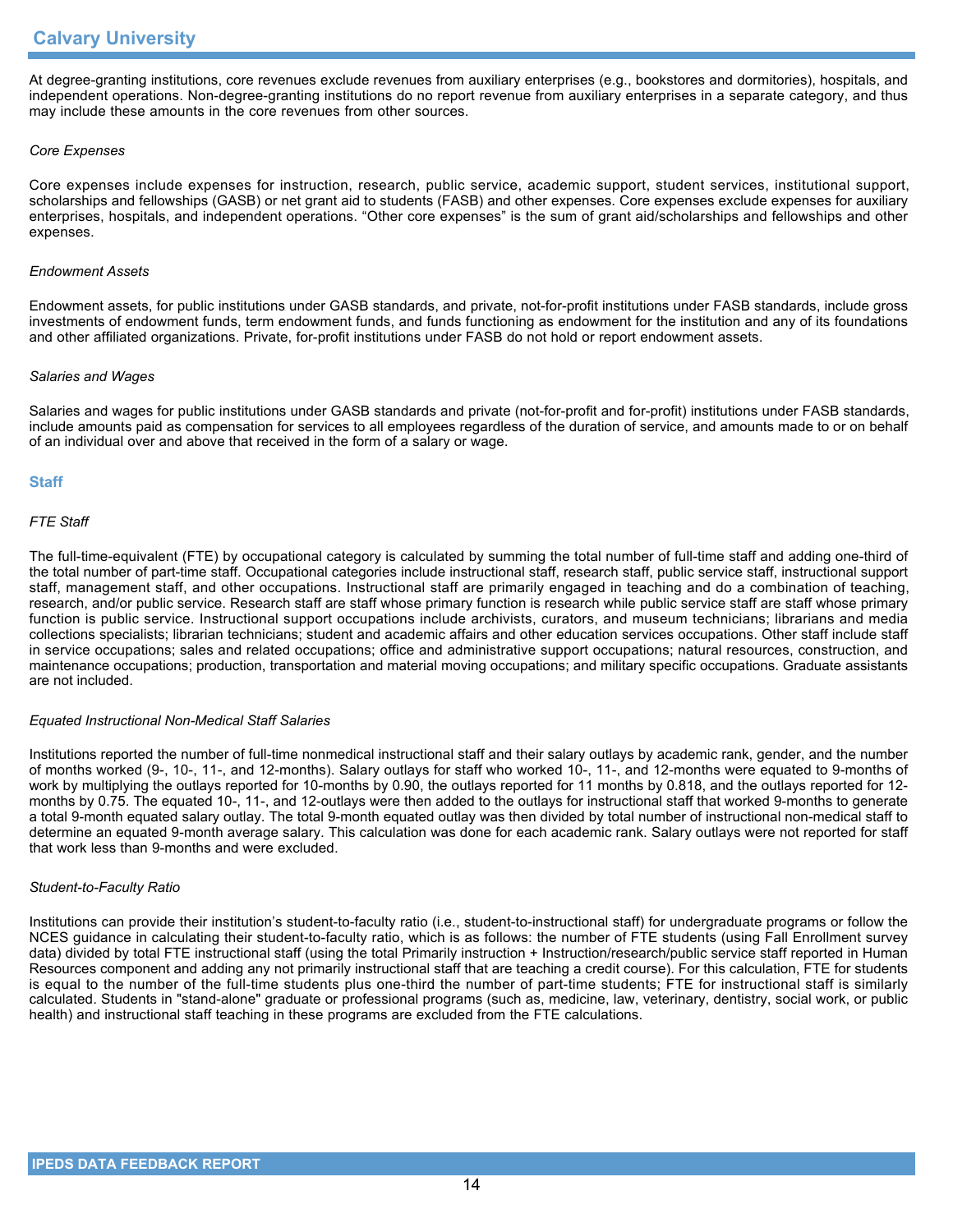At degree-granting institutions, core revenues exclude revenues from auxiliary enterprises (e.g., bookstores and dormitories), hospitals, and independent operations. Non-degree-granting institutions do no report revenue from auxiliary enterprises in a separate category, and thus may include these amounts in the core revenues from other sources.

*Core Expenses*

Core expenses include expenses for instruction, research, public service, academic support, student services, institutional support, scholarships and fellowships (GASB) or net grant aid to students (FASB) and other expenses. Core expenses exclude expenses for auxiliary enterprises, hospitals, and independent operations. “Other core expenses” is the sum of grant aid/scholarships and fellowships and other expenses.

*Endowment Assets*

Endowment assets, for public institutions under GASB standards, and private, not-for-profit institutions under FASB standards, include gross investments of endowment funds, term endowment funds, and funds functioning as endowment for the institution and any of its foundations and other affiliated organizations. Private, for-profit institutions under FASB do not hold or report endowment assets.

*Salaries and Wages*

Salaries and wages for public institutions under GASB standards and private (not-for-profit and for-profit) institutions under FASB standards, include amounts paid as compensation for services to all employees regardless of the duration of service, and amounts made to or on behalf of an individual over and above that received in the form of a salary or wage.

## Staff

*FTE Staff*

The full-time-equivalent (FTE) by occupational category is calculated by summing the total number of full-time staff and adding one-third of the total number of part-time staff. Occupational categories include instructional staff, research staff, public service staff, instructional support staff, management staff, and other occupations. Instructional staff are primarily engaged in teaching and do a combination of teaching, research, and/or public service. Research staff are staff whose primary function is research while public service staff are staff whose primary function is public service. Instructional support occupations include archivists, curators, and museum technicians; librarians and media collections specialists; librarian technicians; student and academic affairs and other education services occupations. Other staff include staff in service occupations; sales and related occupations; office and administrative support occupations; natural resources, construction, and maintenance occupations; production, transportation and material moving occupations; and military specific occupations. Graduate assistants are not included.

*Equated Instructional Non-Medical Staff Salaries*

Institutions reported the number of full-time nonmedical instructional staff and their salary outlays by academic rank, gender, and the number of months worked (9-, 10-, 11-, and 12-months). Salary outlays for staff who worked 10-, 11-, and 12-months were equated to 9-months of work by multiplying the outlays reported for 10-months by 0.90, the outlays reported for 11 months by 0.818, and the outlays reported for 12-months by 0.75. The equated 10-, 11-, and 12-outlays were then added to the outlays for instructional staff that worked 9-months to generate a total 9-month equated salary outlay. The total 9-month equated outlay was then divided by total number of instructional non-medical staff to determine an equated 9-month average salary. This calculation was done for each academic rank. Salary outlays were not reported for staff that work less than 9-months and were excluded.

*Student-to-Faculty Ratio*

Institutions can provide their institution’s student-to-faculty ratio (i.e., student-to-instructional staff) for undergraduate programs or follow the NCES guidance in calculating their student-to-faculty ratio, which is as follows: the number of FTE students (using Fall Enrollment survey data) divided by total FTE instructional staff (using the total Primarily instruction + Instruction/research/public service staff reported in Human Resources component and adding any not primarily instructional staff that are teaching a credit course). For this calculation, FTE for students is equal to the number of the full-time students plus one-third the number of part-time students; FTE for instructional staff is similarly calculated. Students in "stand-alone" graduate or professional programs (such as, medicine, law, veterinary, dentistry, social work, or public health) and instructional staff teaching in these programs are excluded from the FTE calculations.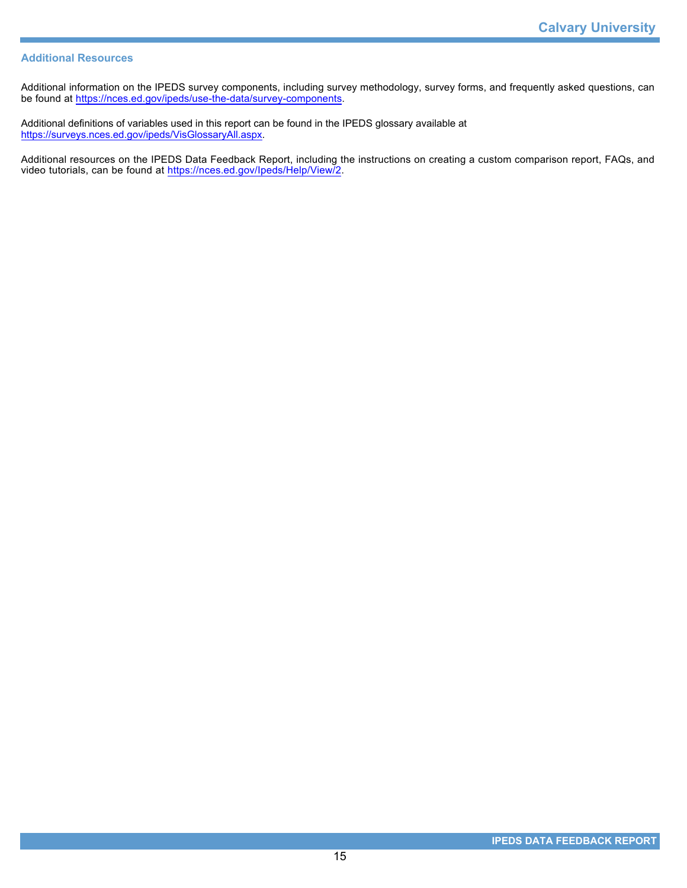## Additional Resources

Additional information on the IPEDS survey components, including survey methodology, survey forms, and frequently asked questions, can be found at https://nces.ed.gov/ipeds/use-the-data/survey-components.

Additional definitions of variables used in this report can be found in the IPEDS glossary available at https://surveys.nces.ed.gov/ipeds/VisGlossaryAll.aspx.

Additional resources on the IPEDS Data Feedback Report, including the instructions on creating a custom comparison report, FAQs, and video tutorials, can be found at https://nces.ed.gov/Ipeds/Help/View/2.